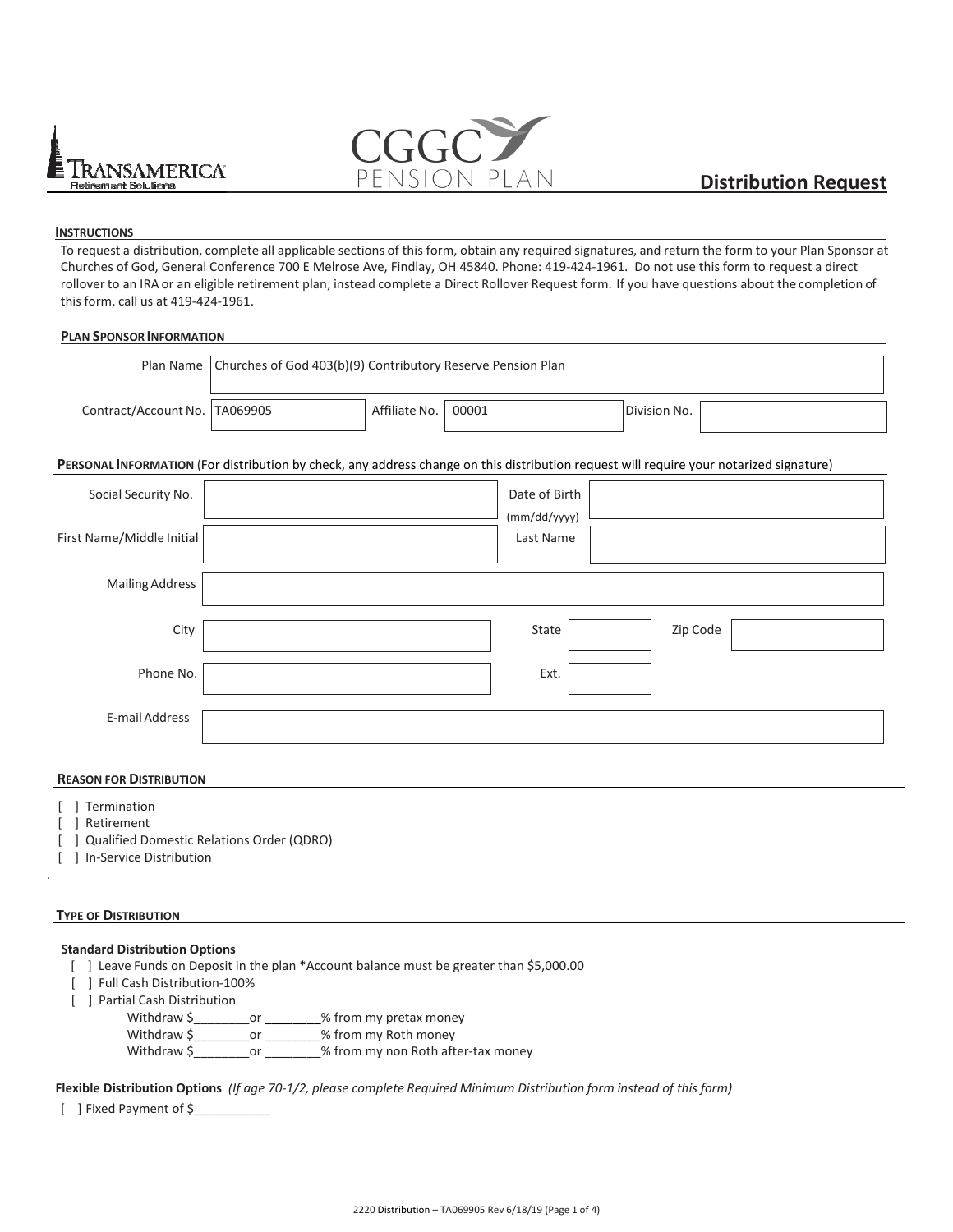TRANSAMERICA
Retirement Solutions

CGGC
PENSION PLAN

# Distribution Request

## INSTRUCTIONS

To request a distribution, complete all applicable sections of this form, obtain any required signatures, and return the form to your Plan Sponsor at Churches of God, General Conference 700 E Melrose Ave, Findlay, OH 45840. Phone: 419-424-1961. Do not use this form to request a direct rollover to an IRA or an eligible retirement plan; instead complete a Direct Rollover Request form. If you have questions about the completion of this form, call us at 419-424-1961.

## PLAN SPONSOR INFORMATION

| | | | | | |
|---|---|---|---|---|---|
| Plan Name | Churches of God 403(b)(9) Contributory Reserve Pension Plan | | | | |
| Contract/Account No. | TA069905 | Affiliate No. | 00001 | Division No. | |

## PERSONAL INFORMATION (For distribution by check, any address change on this distribution request will require your notarized signature)

| | | | | | |
|---|---|---|---|---|---|
| Social Security No. | | Date of Birth (mm/dd/yyyy) | | | |
| First Name/Middle Initial | | Last Name | | | |
| Mailing Address | | | | | |
| City | | State | | Zip Code | |
| Phone No. | | Ext. | | | |
| E-mail Address | | | | | |

## REASON FOR DISTRIBUTION

[ ] Termination
[ ] Retirement
[ ] Qualified Domestic Relations Order (QDRO)
[ ] In-Service Distribution

## TYPE OF DISTRIBUTION

**Standard Distribution Options**

[ ] Leave Funds on Deposit in the plan *Account balance must be greater than $5,000.00
[ ] Full Cash Distribution-100%
[ ] Partial Cash Distribution
Withdraw $________or ________% from my pretax money
Withdraw $________or ________% from my Roth money
Withdraw $________or ________% from my non Roth after-tax money

**Flexible Distribution Options** *(If age 70-1/2, please complete Required Minimum Distribution form instead of this form)*

[ ] Fixed Payment of $___________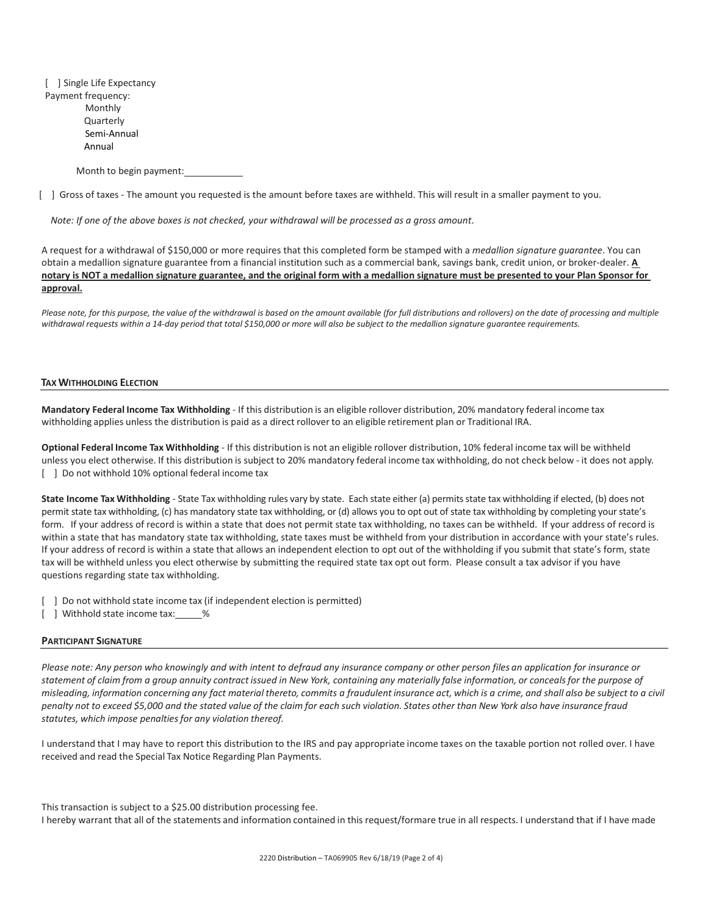[ ] Single Life Expectancy

Payment frequency:

- Monthly
- Quarterly
- Semi-Annual
- Annual

Month to begin payment: ___________

[ ] Gross of taxes - The amount you requested is the amount before taxes are withheld. This will result in a smaller payment to you.

*Note: If one of the above boxes is not checked, your withdrawal will be processed as a gross amount.*

A request for a withdrawal of $150,000 or more requires that this completed form be stamped with a *medallion signature guarantee*. You can obtain a medallion signature guarantee from a financial institution such as a commercial bank, savings bank, credit union, or broker-dealer. **A notary is NOT a medallion signature guarantee, and the original form with a medallion signature must be presented to your Plan Sponsor for approval.**

*Please note, for this purpose, the value of the withdrawal is based on the amount available (for full distributions and rollovers) on the date of processing and multiple withdrawal requests within a 14-day period that total $150,000 or more will also be subject to the medallion signature guarantee requirements.*

## TAX WITHHOLDING ELECTION

**Mandatory Federal Income Tax Withholding** - If this distribution is an eligible rollover distribution, 20% mandatory federal income tax withholding applies unless the distribution is paid as a direct rollover to an eligible retirement plan or Traditional IRA.

**Optional Federal Income Tax Withholding** - If this distribution is not an eligible rollover distribution, 10% federal income tax will be withheld unless you elect otherwise. If this distribution is subject to 20% mandatory federal income tax withholding, do not check below - it does not apply.

[ ] Do not withhold 10% optional federal income tax

**State Income Tax Withholding** - State Tax withholding rules vary by state. Each state either (a) permits state tax withholding if elected, (b) does not permit state tax withholding, (c) has mandatory state tax withholding, or (d) allows you to opt out of state tax withholding by completing your state's form. If your address of record is within a state that does not permit state tax withholding, no taxes can be withheld. If your address of record is within a state that has mandatory state tax withholding, state taxes must be withheld from your distribution in accordance with your state's rules. If your address of record is within a state that allows an independent election to opt out of the withholding if you submit that state's form, state tax will be withheld unless you elect otherwise by submitting the required state tax opt out form. Please consult a tax advisor if you have questions regarding state tax withholding.

[ ] Do not withhold state income tax (if independent election is permitted)

[ ] Withhold state income tax: _____%

## PARTICIPANT SIGNATURE

*Please note: Any person who knowingly and with intent to defraud any insurance company or other person files an application for insurance or statement of claim from a group annuity contract issued in New York, containing any materially false information, or conceals for the purpose of misleading, information concerning any fact material thereto, commits a fraudulent insurance act, which is a crime, and shall also be subject to a civil penalty not to exceed $5,000 and the stated value of the claim for each such violation. States other than New York also have insurance fraud statutes, which impose penalties for any violation thereof.*

I understand that I may have to report this distribution to the IRS and pay appropriate income taxes on the taxable portion not rolled over. I have received and read the Special Tax Notice Regarding Plan Payments.

This transaction is subject to a $25.00 distribution processing fee.

I hereby warrant that all of the statements and information contained in this request/formare true in all respects. I understand that if I have made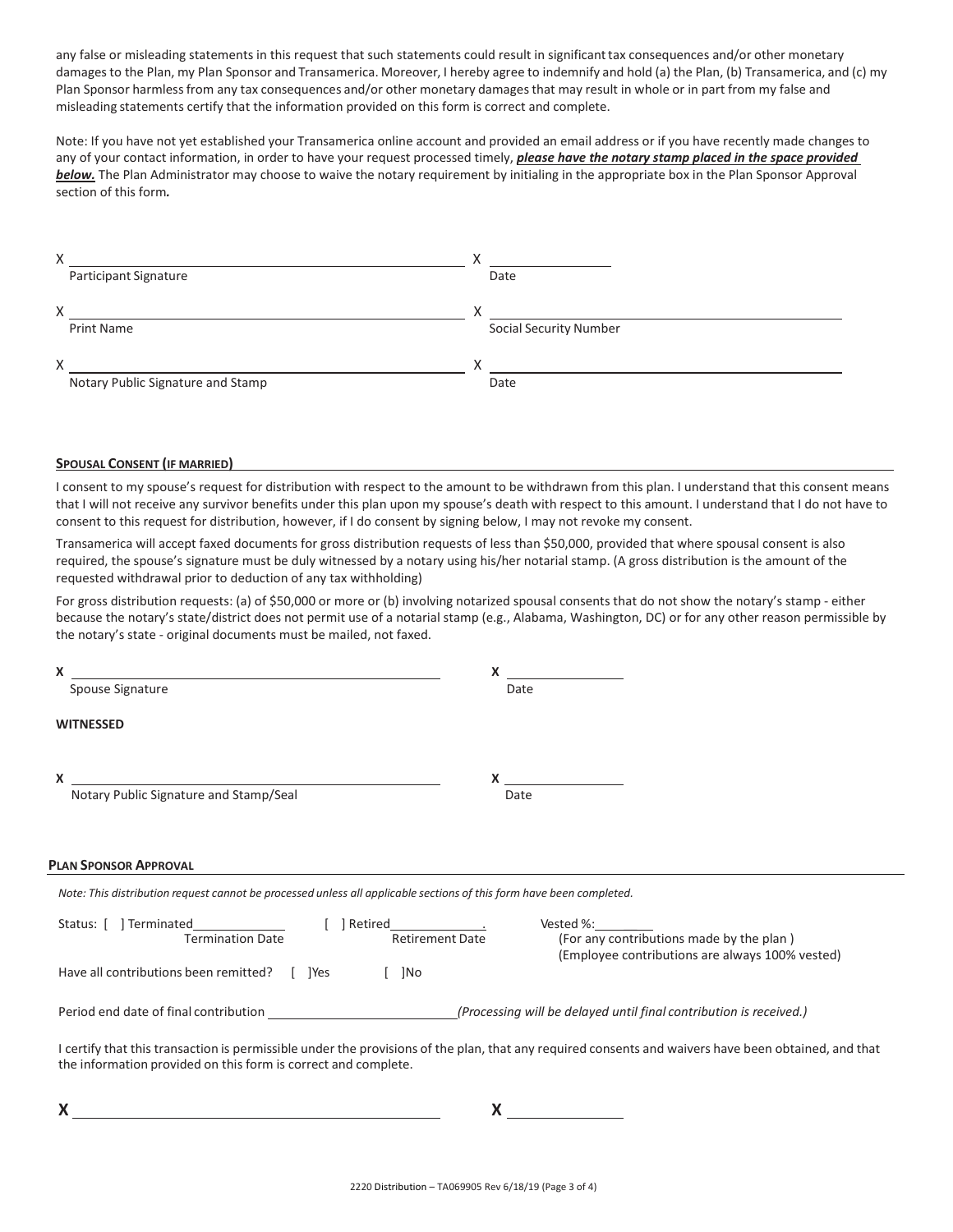any false or misleading statements in this request that such statements could result in significant tax consequences and/or other monetary damages to the Plan, my Plan Sponsor and Transamerica. Moreover, I hereby agree to indemnify and hold (a) the Plan, (b) Transamerica, and (c) my Plan Sponsor harmless from any tax consequences and/or other monetary damages that may result in whole or in part from my false and misleading statements certify that the information provided on this form is correct and complete.

Note: If you have not yet established your Transamerica online account and provided an email address or if you have recently made changes to any of your contact information, in order to have your request processed timely, ***please have the notary stamp placed in the space provided below.*** The Plan Administrator may choose to waive the notary requirement by initialing in the appropriate box in the Plan Sponsor Approval section of this form.

X ______________________________ X ______________
Participant Signature | Date

X ______________________________ X ______________
Print Name | Social Security Number

X ______________________________ X ______________
Notary Public Signature and Stamp | Date

**SPOUSAL CONSENT (IF MARRIED)**

I consent to my spouse's request for distribution with respect to the amount to be withdrawn from this plan. I understand that this consent means that I will not receive any survivor benefits under this plan upon my spouse's death with respect to this amount. I understand that I do not have to consent to this request for distribution, however, if I do consent by signing below, I may not revoke my consent.

Transamerica will accept faxed documents for gross distribution requests of less than $50,000, provided that where spousal consent is also required, the spouse's signature must be duly witnessed by a notary using his/her notarial stamp. (A gross distribution is the amount of the requested withdrawal prior to deduction of any tax withholding)

For gross distribution requests: (a) of $50,000 or more or (b) involving notarized spousal consents that do not show the notary's stamp - either because the notary's state/district does not permit use of a notarial stamp (e.g., Alabama, Washington, DC) or for any other reason permissible by the notary's state - original documents must be mailed, not faxed.

**X** ______________________________ **X** ______________
Spouse Signature | Date

**WITNESSED**

**X** ______________________________ **X** ______________
Notary Public Signature and Stamp/Seal | Date

**PLAN SPONSOR APPROVAL**

*Note: This distribution request cannot be processed unless all applicable sections of this form have been completed.*

Status: [ ] Terminated______________ [ ] Retired______________. Vested %:________
Termination Date | Retirement Date | (For any contributions made by the plan) (Employee contributions are always 100% vested)

Have all contributions been remitted? [ ]Yes [ ]No

Period end date of final contribution ______________________ *(Processing will be delayed until final contribution is received.)*

I certify that this transaction is permissible under the provisions of the plan, that any required consents and waivers have been obtained, and that the information provided on this form is correct and complete.

**X** ______________________________ **X** ______________

2220 Distribution – TA069905 Rev 6/18/19 (Page 3 of 4)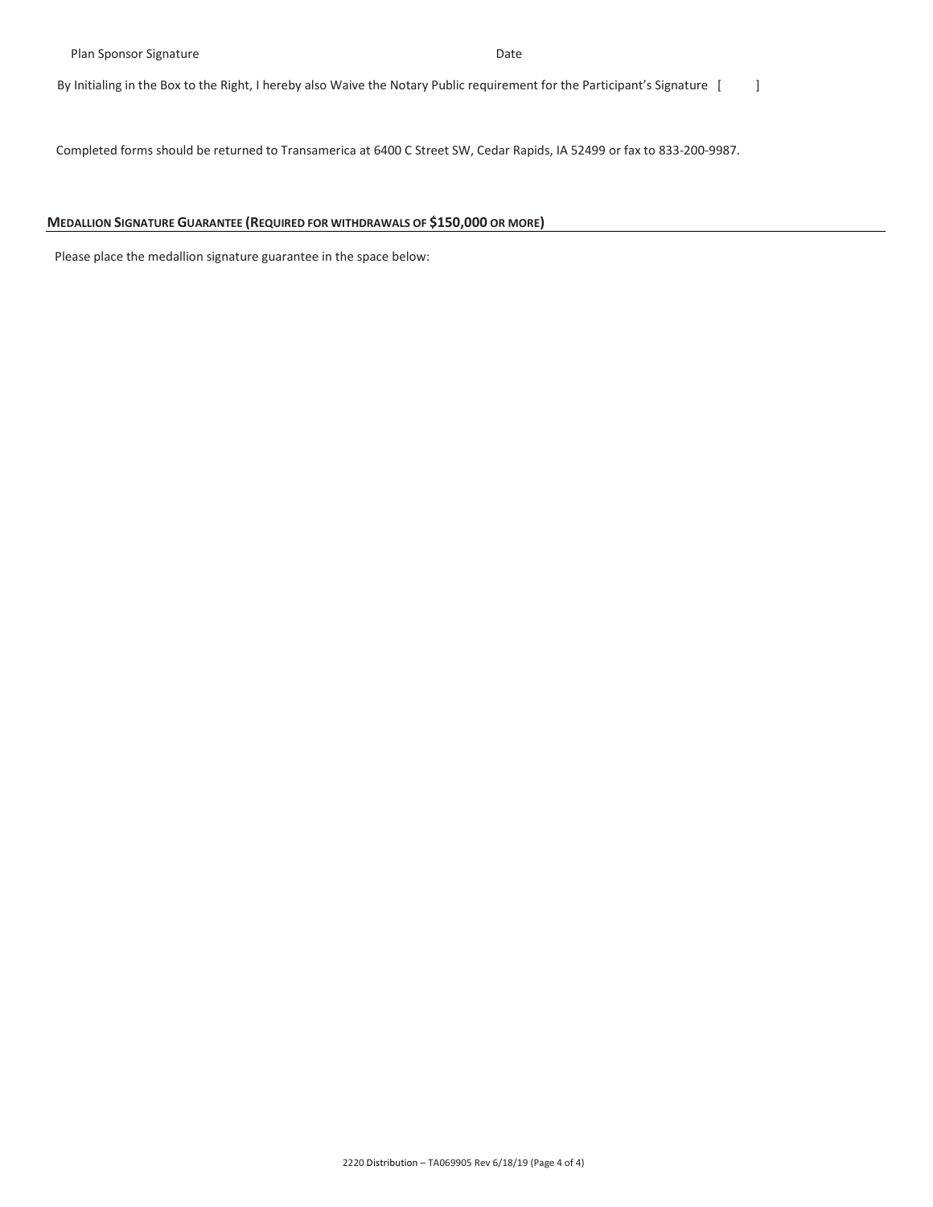Plan Sponsor Signature Date

By Initialing in the Box to the Right, I hereby also Waive the Notary Public requirement for the Participant's Signature [ ]

Completed forms should be returned to Transamerica at 6400 C Street SW, Cedar Rapids, IA 52499 or fax to 833-200-9987.

## MEDALLION SIGNATURE GUARANTEE (REQUIRED FOR WITHDRAWALS OF $150,000 OR MORE)

Please place the medallion signature guarantee in the space below: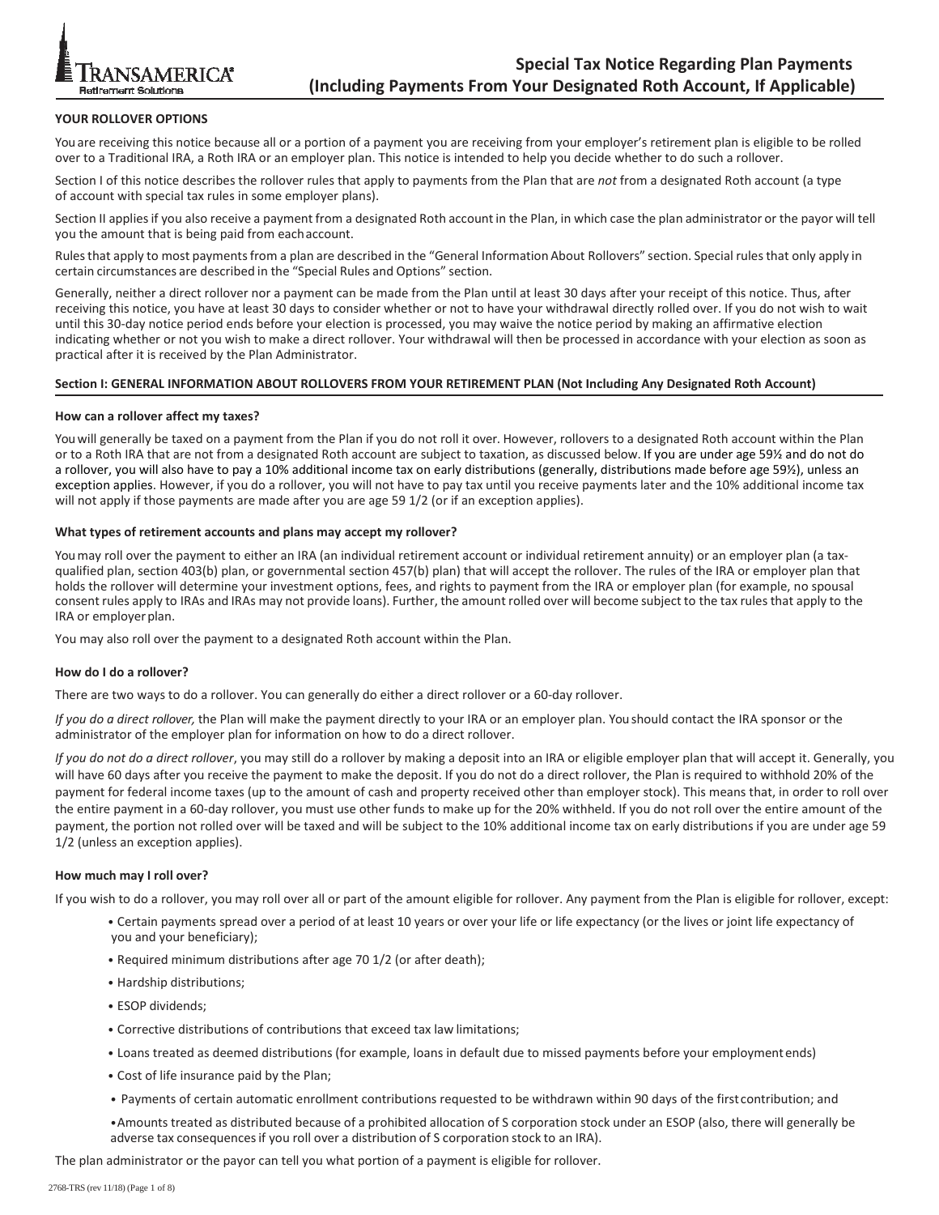# Special Tax Notice Regarding Plan Payments (Including Payments From Your Designated Roth Account, If Applicable)

**YOUR ROLLOVER OPTIONS**

You are receiving this notice because all or a portion of a payment you are receiving from your employer's retirement plan is eligible to be rolled over to a Traditional IRA, a Roth IRA or an employer plan. This notice is intended to help you decide whether to do such a rollover.

Section I of this notice describes the rollover rules that apply to payments from the Plan that are *not* from a designated Roth account (a type of account with special tax rules in some employer plans).

Section II applies if you also receive a payment from a designated Roth account in the Plan, in which case the plan administrator or the payor will tell you the amount that is being paid from each account.

Rules that apply to most payments from a plan are described in the "General Information About Rollovers" section. Special rules that only apply in certain circumstances are described in the "Special Rules and Options" section.

Generally, neither a direct rollover nor a payment can be made from the Plan until at least 30 days after your receipt of this notice. Thus, after receiving this notice, you have at least 30 days to consider whether or not to have your withdrawal directly rolled over. If you do not wish to wait until this 30-day notice period ends before your election is processed, you may waive the notice period by making an affirmative election indicating whether or not you wish to make a direct rollover. Your withdrawal will then be processed in accordance with your election as soon as practical after it is received by the Plan Administrator.

## Section I: GENERAL INFORMATION ABOUT ROLLOVERS FROM YOUR RETIREMENT PLAN (Not Including Any Designated Roth Account)

**How can a rollover affect my taxes?**

You will generally be taxed on a payment from the Plan if you do not roll it over. However, rollovers to a designated Roth account within the Plan or to a Roth IRA that are not from a designated Roth account are subject to taxation, as discussed below. If you are under age 59½ and do not do a rollover, you will also have to pay a 10% additional income tax on early distributions (generally, distributions made before age 59½), unless an exception applies. However, if you do a rollover, you will not have to pay tax until you receive payments later and the 10% additional income tax will not apply if those payments are made after you are age 59 1/2 (or if an exception applies).

**What types of retirement accounts and plans may accept my rollover?**

You may roll over the payment to either an IRA (an individual retirement account or individual retirement annuity) or an employer plan (a tax-qualified plan, section 403(b) plan, or governmental section 457(b) plan) that will accept the rollover. The rules of the IRA or employer plan that holds the rollover will determine your investment options, fees, and rights to payment from the IRA or employer plan (for example, no spousal consent rules apply to IRAs and IRAs may not provide loans). Further, the amount rolled over will become subject to the tax rules that apply to the IRA or employer plan.

You may also roll over the payment to a designated Roth account within the Plan.

**How do I do a rollover?**

There are two ways to do a rollover. You can generally do either a direct rollover or a 60-day rollover.

*If you do a direct rollover,* the Plan will make the payment directly to your IRA or an employer plan. You should contact the IRA sponsor or the administrator of the employer plan for information on how to do a direct rollover.

*If you do not do a direct rollover*, you may still do a rollover by making a deposit into an IRA or eligible employer plan that will accept it. Generally, you will have 60 days after you receive the payment to make the deposit. If you do not do a direct rollover, the Plan is required to withhold 20% of the payment for federal income taxes (up to the amount of cash and property received other than employer stock). This means that, in order to roll over the entire payment in a 60-day rollover, you must use other funds to make up for the 20% withheld. If you do not roll over the entire amount of the payment, the portion not rolled over will be taxed and will be subject to the 10% additional income tax on early distributions if you are under age 59 1/2 (unless an exception applies).

**How much may I roll over?**

If you wish to do a rollover, you may roll over all or part of the amount eligible for rollover. Any payment from the Plan is eligible for rollover, except:

- Certain payments spread over a period of at least 10 years or over your life or life expectancy (or the lives or joint life expectancy of you and your beneficiary);
- Required minimum distributions after age 70 1/2 (or after death);
- Hardship distributions;
- ESOP dividends;
- Corrective distributions of contributions that exceed tax law limitations;
- Loans treated as deemed distributions (for example, loans in default due to missed payments before your employment ends)
- Cost of life insurance paid by the Plan;
- Payments of certain automatic enrollment contributions requested to be withdrawn within 90 days of the first contribution; and
- Amounts treated as distributed because of a prohibited allocation of S corporation stock under an ESOP (also, there will generally be adverse tax consequences if you roll over a distribution of S corporation stock to an IRA).

The plan administrator or the payor can tell you what portion of a payment is eligible for rollover.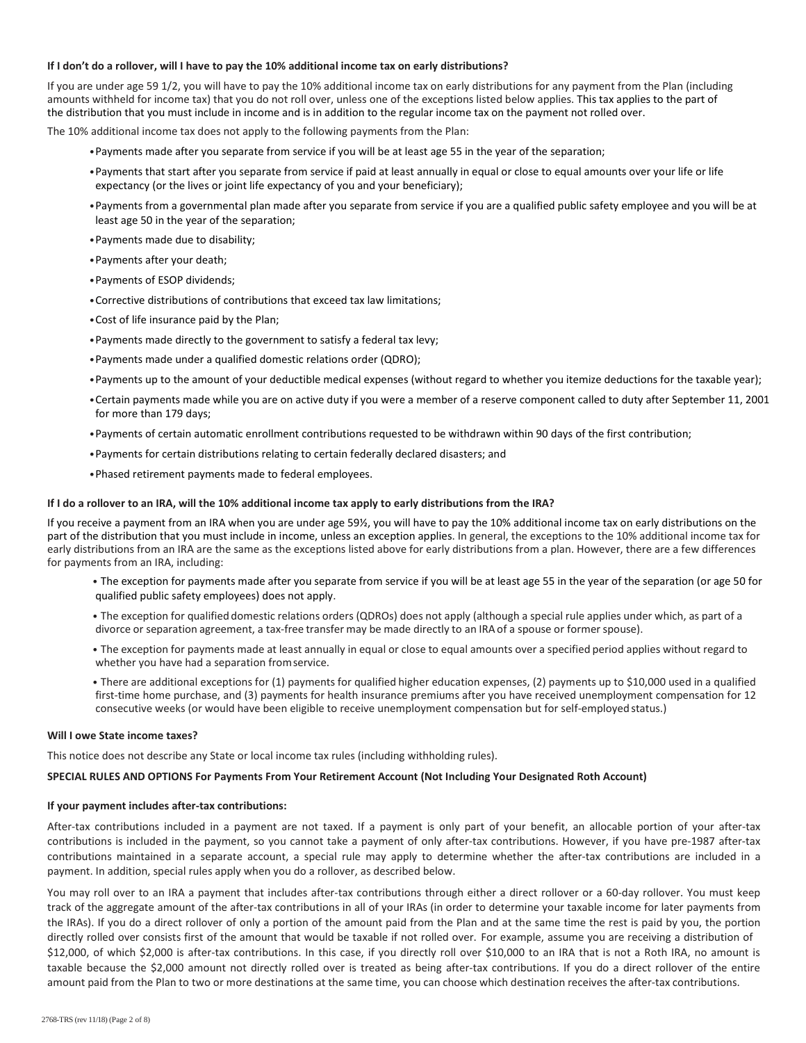**If I don't do a rollover, will I have to pay the 10% additional income tax on early distributions?**

If you are under age 59 1/2, you will have to pay the 10% additional income tax on early distributions for any payment from the Plan (including amounts withheld for income tax) that you do not roll over, unless one of the exceptions listed below applies. This tax applies to the part of the distribution that you must include in income and is in addition to the regular income tax on the payment not rolled over.

The 10% additional income tax does not apply to the following payments from the Plan:

- Payments made after you separate from service if you will be at least age 55 in the year of the separation;
- Payments that start after you separate from service if paid at least annually in equal or close to equal amounts over your life or life expectancy (or the lives or joint life expectancy of you and your beneficiary);
- Payments from a governmental plan made after you separate from service if you are a qualified public safety employee and you will be at least age 50 in the year of the separation;
- Payments made due to disability;
- Payments after your death;
- Payments of ESOP dividends;
- Corrective distributions of contributions that exceed tax law limitations;
- Cost of life insurance paid by the Plan;
- Payments made directly to the government to satisfy a federal tax levy;
- Payments made under a qualified domestic relations order (QDRO);
- Payments up to the amount of your deductible medical expenses (without regard to whether you itemize deductions for the taxable year);
- Certain payments made while you are on active duty if you were a member of a reserve component called to duty after September 11, 2001 for more than 179 days;
- Payments of certain automatic enrollment contributions requested to be withdrawn within 90 days of the first contribution;
- Payments for certain distributions relating to certain federally declared disasters; and
- Phased retirement payments made to federal employees.

**If I do a rollover to an IRA, will the 10% additional income tax apply to early distributions from the IRA?**

If you receive a payment from an IRA when you are under age 59½, you will have to pay the 10% additional income tax on early distributions on the part of the distribution that you must include in income, unless an exception applies. In general, the exceptions to the 10% additional income tax for early distributions from an IRA are the same as the exceptions listed above for early distributions from a plan. However, there are a few differences for payments from an IRA, including:

- The exception for payments made after you separate from service if you will be at least age 55 in the year of the separation (or age 50 for qualified public safety employees) does not apply.
- The exception for qualified domestic relations orders (QDROs) does not apply (although a special rule applies under which, as part of a divorce or separation agreement, a tax-free transfer may be made directly to an IRA of a spouse or former spouse).
- The exception for payments made at least annually in equal or close to equal amounts over a specified period applies without regard to whether you have had a separation from service.
- There are additional exceptions for (1) payments for qualified higher education expenses, (2) payments up to $10,000 used in a qualified first-time home purchase, and (3) payments for health insurance premiums after you have received unemployment compensation for 12 consecutive weeks (or would have been eligible to receive unemployment compensation but for self-employed status.)

**Will I owe State income taxes?**

This notice does not describe any State or local income tax rules (including withholding rules).

**SPECIAL RULES AND OPTIONS For Payments From Your Retirement Account (Not Including Your Designated Roth Account)**

**If your payment includes after-tax contributions:**

After-tax contributions included in a payment are not taxed. If a payment is only part of your benefit, an allocable portion of your after-tax contributions is included in the payment, so you cannot take a payment of only after-tax contributions. However, if you have pre-1987 after-tax contributions maintained in a separate account, a special rule may apply to determine whether the after-tax contributions are included in a payment. In addition, special rules apply when you do a rollover, as described below.

You may roll over to an IRA a payment that includes after-tax contributions through either a direct rollover or a 60-day rollover. You must keep track of the aggregate amount of the after-tax contributions in all of your IRAs (in order to determine your taxable income for later payments from the IRAs). If you do a direct rollover of only a portion of the amount paid from the Plan and at the same time the rest is paid by you, the portion directly rolled over consists first of the amount that would be taxable if not rolled over. For example, assume you are receiving a distribution of $12,000, of which $2,000 is after-tax contributions. In this case, if you directly roll over $10,000 to an IRA that is not a Roth IRA, no amount is taxable because the $2,000 amount not directly rolled over is treated as being after-tax contributions. If you do a direct rollover of the entire amount paid from the Plan to two or more destinations at the same time, you can choose which destination receives the after-tax contributions.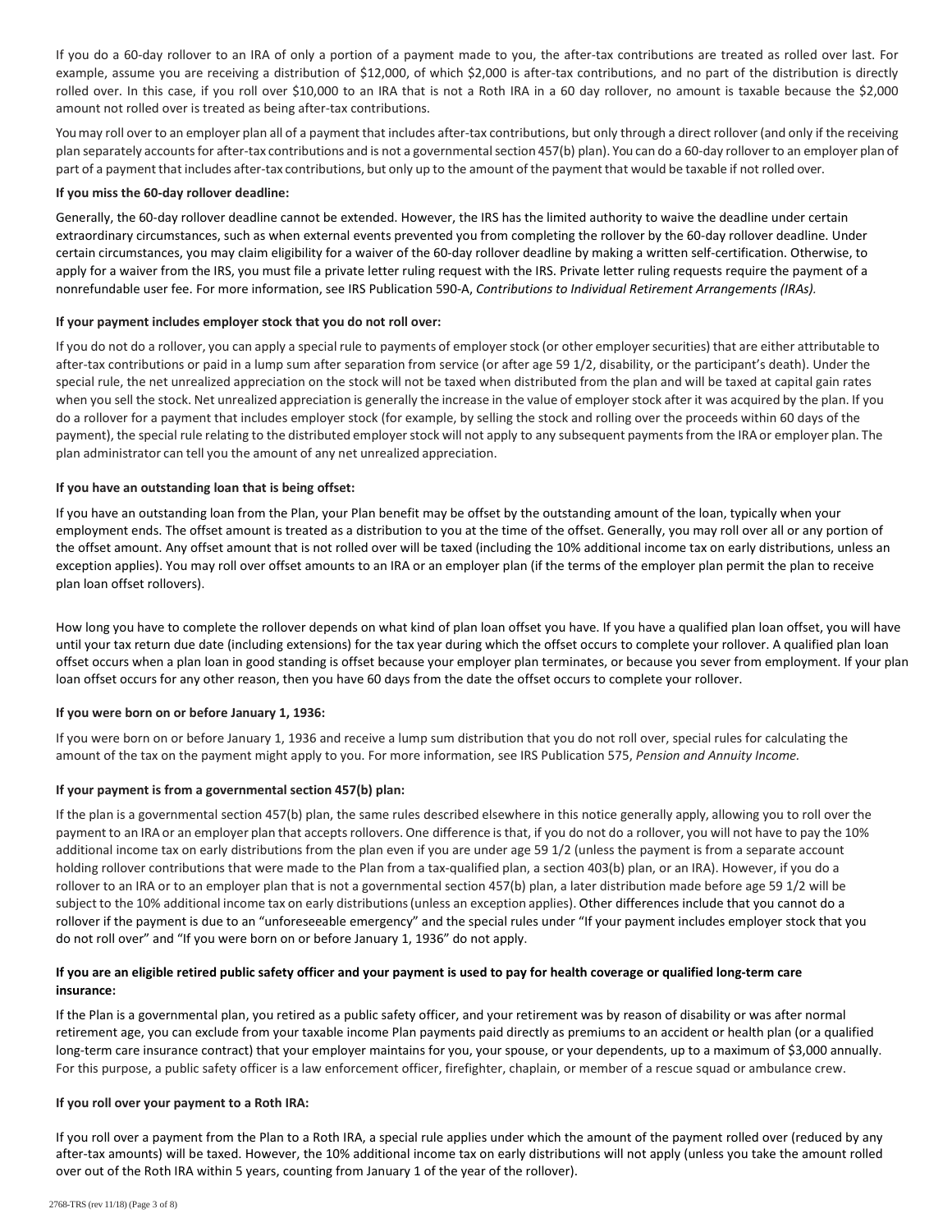If you do a 60-day rollover to an IRA of only a portion of a payment made to you, the after-tax contributions are treated as rolled over last. For example, assume you are receiving a distribution of $12,000, of which $2,000 is after-tax contributions, and no part of the distribution is directly rolled over. In this case, if you roll over $10,000 to an IRA that is not a Roth IRA in a 60 day rollover, no amount is taxable because the $2,000 amount not rolled over is treated as being after-tax contributions.

You may roll over to an employer plan all of a payment that includes after-tax contributions, but only through a direct rollover (and only if the receiving plan separately accounts for after-tax contributions and is not a governmental section 457(b) plan). You can do a 60-day rollover to an employer plan of part of a payment that includes after-tax contributions, but only up to the amount of the payment that would be taxable if not rolled over.

**If you miss the 60-day rollover deadline:**

Generally, the 60-day rollover deadline cannot be extended. However, the IRS has the limited authority to waive the deadline under certain extraordinary circumstances, such as when external events prevented you from completing the rollover by the 60-day rollover deadline. Under certain circumstances, you may claim eligibility for a waiver of the 60-day rollover deadline by making a written self-certification. Otherwise, to apply for a waiver from the IRS, you must file a private letter ruling request with the IRS. Private letter ruling requests require the payment of a nonrefundable user fee. For more information, see IRS Publication 590-A, *Contributions to Individual Retirement Arrangements (IRAs).*

**If your payment includes employer stock that you do not roll over:**

If you do not do a rollover, you can apply a special rule to payments of employer stock (or other employer securities) that are either attributable to after-tax contributions or paid in a lump sum after separation from service (or after age 59 1/2, disability, or the participant's death). Under the special rule, the net unrealized appreciation on the stock will not be taxed when distributed from the plan and will be taxed at capital gain rates when you sell the stock. Net unrealized appreciation is generally the increase in the value of employer stock after it was acquired by the plan. If you do a rollover for a payment that includes employer stock (for example, by selling the stock and rolling over the proceeds within 60 days of the payment), the special rule relating to the distributed employer stock will not apply to any subsequent payments from the IRA or employer plan. The plan administrator can tell you the amount of any net unrealized appreciation.

**If you have an outstanding loan that is being offset:**

If you have an outstanding loan from the Plan, your Plan benefit may be offset by the outstanding amount of the loan, typically when your employment ends. The offset amount is treated as a distribution to you at the time of the offset. Generally, you may roll over all or any portion of the offset amount. Any offset amount that is not rolled over will be taxed (including the 10% additional income tax on early distributions, unless an exception applies). You may roll over offset amounts to an IRA or an employer plan (if the terms of the employer plan permit the plan to receive plan loan offset rollovers).

How long you have to complete the rollover depends on what kind of plan loan offset you have. If you have a qualified plan loan offset, you will have until your tax return due date (including extensions) for the tax year during which the offset occurs to complete your rollover. A qualified plan loan offset occurs when a plan loan in good standing is offset because your employer plan terminates, or because you sever from employment. If your plan loan offset occurs for any other reason, then you have 60 days from the date the offset occurs to complete your rollover.

**If you were born on or before January 1, 1936:**

If you were born on or before January 1, 1936 and receive a lump sum distribution that you do not roll over, special rules for calculating the amount of the tax on the payment might apply to you. For more information, see IRS Publication 575, *Pension and Annuity Income.*

**If your payment is from a governmental section 457(b) plan:**

If the plan is a governmental section 457(b) plan, the same rules described elsewhere in this notice generally apply, allowing you to roll over the payment to an IRA or an employer plan that accepts rollovers. One difference is that, if you do not do a rollover, you will not have to pay the 10% additional income tax on early distributions from the plan even if you are under age 59 1/2 (unless the payment is from a separate account holding rollover contributions that were made to the Plan from a tax-qualified plan, a section 403(b) plan, or an IRA). However, if you do a rollover to an IRA or to an employer plan that is not a governmental section 457(b) plan, a later distribution made before age 59 1/2 will be subject to the 10% additional income tax on early distributions (unless an exception applies). Other differences include that you cannot do a rollover if the payment is due to an "unforeseeable emergency" and the special rules under "If your payment includes employer stock that you do not roll over" and "If you were born on or before January 1, 1936" do not apply.

**If you are an eligible retired public safety officer and your payment is used to pay for health coverage or qualified long-term care insurance:**

If the Plan is a governmental plan, you retired as a public safety officer, and your retirement was by reason of disability or was after normal retirement age, you can exclude from your taxable income Plan payments paid directly as premiums to an accident or health plan (or a qualified long-term care insurance contract) that your employer maintains for you, your spouse, or your dependents, up to a maximum of $3,000 annually. For this purpose, a public safety officer is a law enforcement officer, firefighter, chaplain, or member of a rescue squad or ambulance crew.

**If you roll over your payment to a Roth IRA:**

If you roll over a payment from the Plan to a Roth IRA, a special rule applies under which the amount of the payment rolled over (reduced by any after-tax amounts) will be taxed. However, the 10% additional income tax on early distributions will not apply (unless you take the amount rolled over out of the Roth IRA within 5 years, counting from January 1 of the year of the rollover).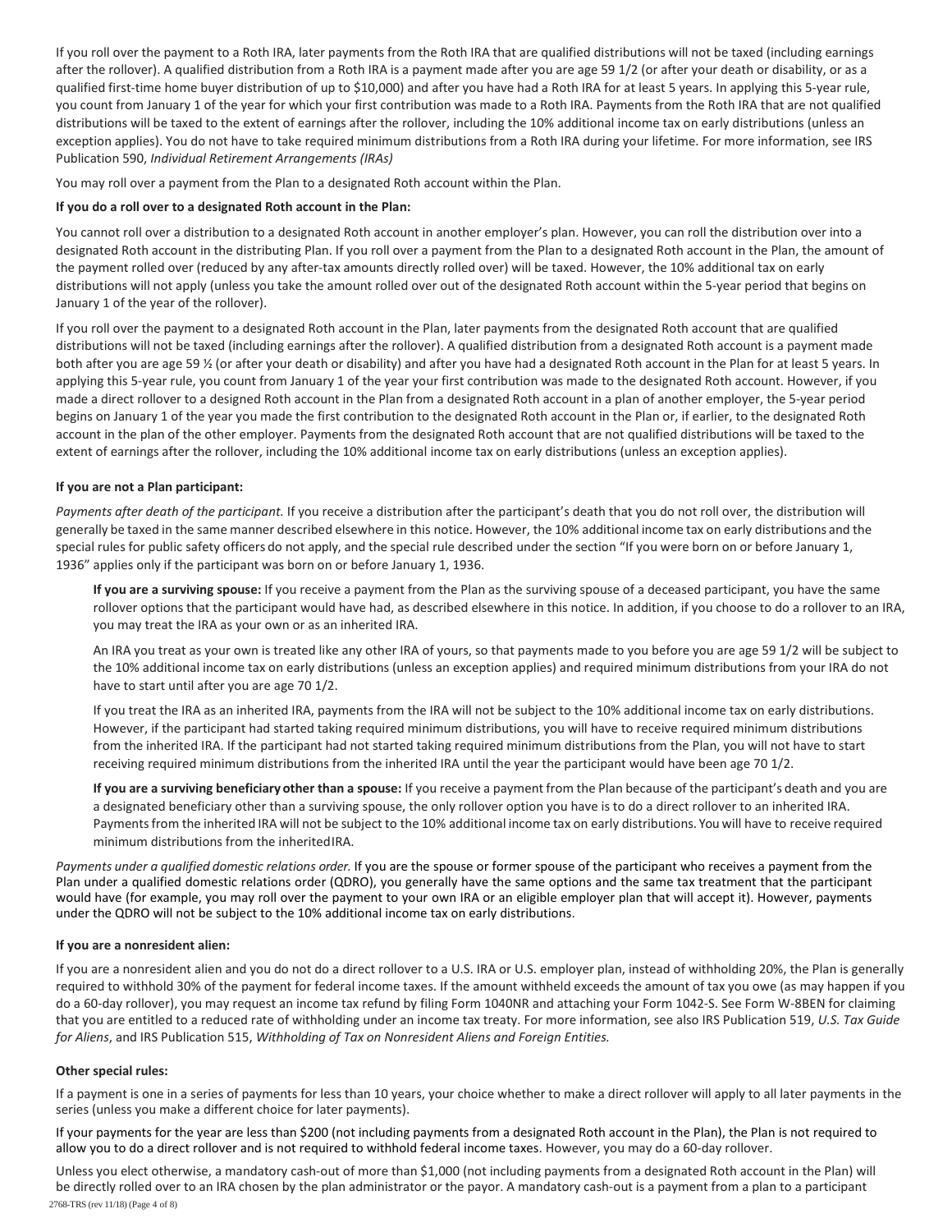If you roll over the payment to a Roth IRA, later payments from the Roth IRA that are qualified distributions will not be taxed (including earnings after the rollover). A qualified distribution from a Roth IRA is a payment made after you are age 59 1/2 (or after your death or disability, or as a qualified first-time home buyer distribution of up to $10,000) and after you have had a Roth IRA for at least 5 years. In applying this 5-year rule, you count from January 1 of the year for which your first contribution was made to a Roth IRA. Payments from the Roth IRA that are not qualified distributions will be taxed to the extent of earnings after the rollover, including the 10% additional income tax on early distributions (unless an exception applies). You do not have to take required minimum distributions from a Roth IRA during your lifetime. For more information, see IRS Publication 590, *Individual Retirement Arrangements (IRAs)*

You may roll over a payment from the Plan to a designated Roth account within the Plan.

**If you do a roll over to a designated Roth account in the Plan:**

You cannot roll over a distribution to a designated Roth account in another employer's plan. However, you can roll the distribution over into a designated Roth account in the distributing Plan. If you roll over a payment from the Plan to a designated Roth account in the Plan, the amount of the payment rolled over (reduced by any after-tax amounts directly rolled over) will be taxed. However, the 10% additional tax on early distributions will not apply (unless you take the amount rolled over out of the designated Roth account within the 5-year period that begins on January 1 of the year of the rollover).

If you roll over the payment to a designated Roth account in the Plan, later payments from the designated Roth account that are qualified distributions will not be taxed (including earnings after the rollover). A qualified distribution from a designated Roth account is a payment made both after you are age 59 ½ (or after your death or disability) and after you have had a designated Roth account in the Plan for at least 5 years. In applying this 5-year rule, you count from January 1 of the year your first contribution was made to the designated Roth account. However, if you made a direct rollover to a designed Roth account in the Plan from a designated Roth account in a plan of another employer, the 5-year period begins on January 1 of the year you made the first contribution to the designated Roth account in the Plan or, if earlier, to the designated Roth account in the plan of the other employer. Payments from the designated Roth account that are not qualified distributions will be taxed to the extent of earnings after the rollover, including the 10% additional income tax on early distributions (unless an exception applies).

**If you are not a Plan participant:**

*Payments after death of the participant.* If you receive a distribution after the participant's death that you do not roll over, the distribution will generally be taxed in the same manner described elsewhere in this notice. However, the 10% additional income tax on early distributions and the special rules for public safety officers do not apply, and the special rule described under the section "If you were born on or before January 1, 1936" applies only if the participant was born on or before January 1, 1936.

**If you are a surviving spouse:** If you receive a payment from the Plan as the surviving spouse of a deceased participant, you have the same rollover options that the participant would have had, as described elsewhere in this notice. In addition, if you choose to do a rollover to an IRA, you may treat the IRA as your own or as an inherited IRA.

An IRA you treat as your own is treated like any other IRA of yours, so that payments made to you before you are age 59 1/2 will be subject to the 10% additional income tax on early distributions (unless an exception applies) and required minimum distributions from your IRA do not have to start until after you are age 70 1/2.

If you treat the IRA as an inherited IRA, payments from the IRA will not be subject to the 10% additional income tax on early distributions. However, if the participant had started taking required minimum distributions, you will have to receive required minimum distributions from the inherited IRA. If the participant had not started taking required minimum distributions from the Plan, you will not have to start receiving required minimum distributions from the inherited IRA until the year the participant would have been age 70 1/2.

**If you are a surviving beneficiary other than a spouse:** If you receive a payment from the Plan because of the participant's death and you are a designated beneficiary other than a surviving spouse, the only rollover option you have is to do a direct rollover to an inherited IRA. Payments from the inherited IRA will not be subject to the 10% additional income tax on early distributions. You will have to receive required minimum distributions from the inherited IRA.

*Payments under a qualified domestic relations order.* If you are the spouse or former spouse of the participant who receives a payment from the Plan under a qualified domestic relations order (QDRO), you generally have the same options and the same tax treatment that the participant would have (for example, you may roll over the payment to your own IRA or an eligible employer plan that will accept it). However, payments under the QDRO will not be subject to the 10% additional income tax on early distributions.

**If you are a nonresident alien:**

If you are a nonresident alien and you do not do a direct rollover to a U.S. IRA or U.S. employer plan, instead of withholding 20%, the Plan is generally required to withhold 30% of the payment for federal income taxes. If the amount withheld exceeds the amount of tax you owe (as may happen if you do a 60-day rollover), you may request an income tax refund by filing Form 1040NR and attaching your Form 1042-S. See Form W-8BEN for claiming that you are entitled to a reduced rate of withholding under an income tax treaty. For more information, see also IRS Publication 519, *U.S. Tax Guide for Aliens*, and IRS Publication 515, *Withholding of Tax on Nonresident Aliens and Foreign Entities.*

**Other special rules:**

If a payment is one in a series of payments for less than 10 years, your choice whether to make a direct rollover will apply to all later payments in the series (unless you make a different choice for later payments).

If your payments for the year are less than $200 (not including payments from a designated Roth account in the Plan), the Plan is not required to allow you to do a direct rollover and is not required to withhold federal income taxes. However, you may do a 60-day rollover.

Unless you elect otherwise, a mandatory cash-out of more than $1,000 (not including payments from a designated Roth account in the Plan) will be directly rolled over to an IRA chosen by the plan administrator or the payor. A mandatory cash-out is a payment from a plan to a participant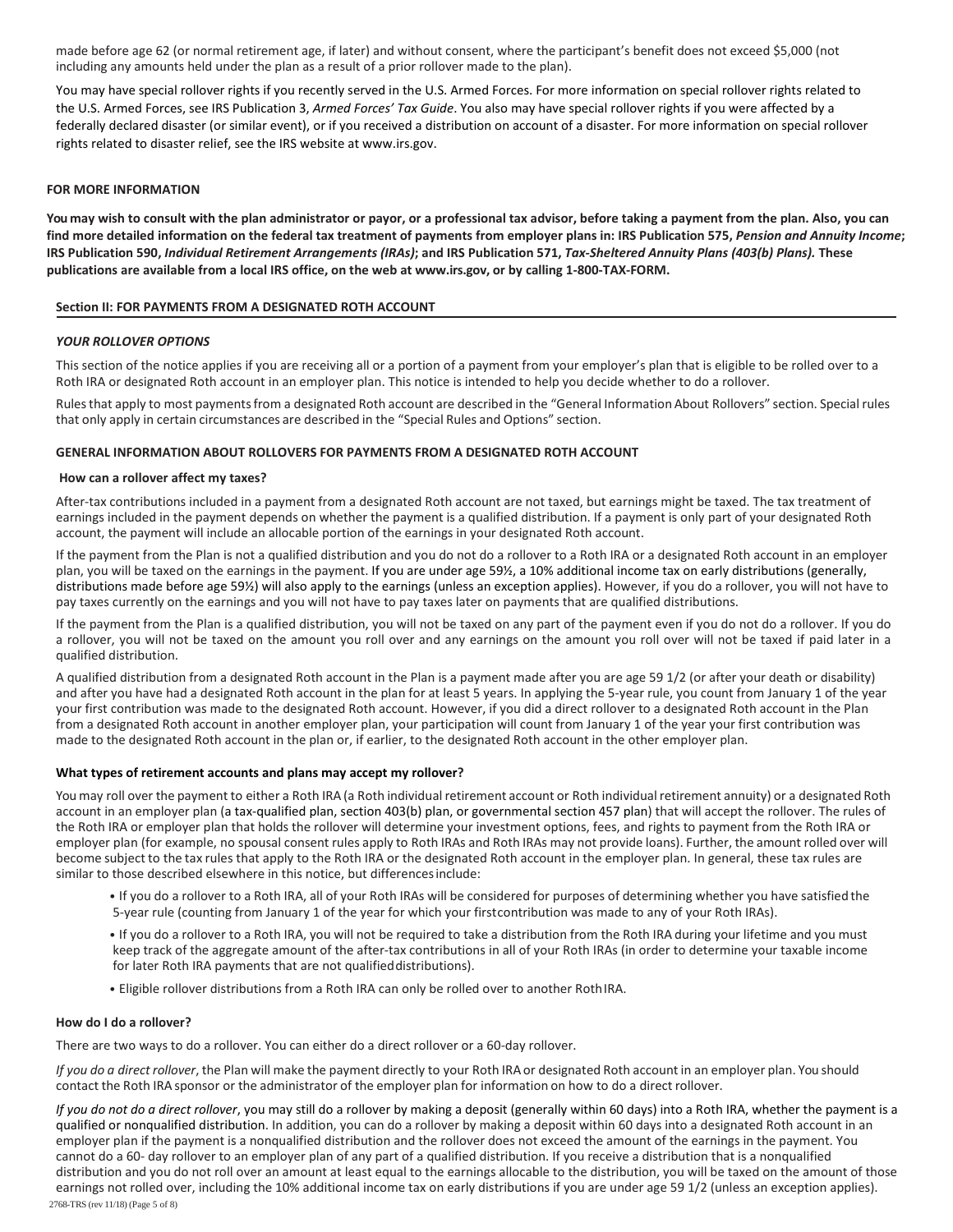made before age 62 (or normal retirement age, if later) and without consent, where the participant's benefit does not exceed $5,000 (not including any amounts held under the plan as a result of a prior rollover made to the plan).

You may have special rollover rights if you recently served in the U.S. Armed Forces. For more information on special rollover rights related to the U.S. Armed Forces, see IRS Publication 3, *Armed Forces' Tax Guide*. You also may have special rollover rights if you were affected by a federally declared disaster (or similar event), or if you received a distribution on account of a disaster. For more information on special rollover rights related to disaster relief, see the IRS website at www.irs.gov.

**FOR MORE INFORMATION**

**You may wish to consult with the plan administrator or payor, or a professional tax advisor, before taking a payment from the plan. Also, you can find more detailed information on the federal tax treatment of payments from employer plans in: IRS Publication 575, *Pension and Annuity Income*; IRS Publication 590, *Individual Retirement Arrangements (IRAs)*; and IRS Publication 571, *Tax-Sheltered Annuity Plans (403(b) Plans).* These publications are available from a local IRS office, on the web at www.irs.gov, or by calling 1-800-TAX-FORM.**

## Section II: FOR PAYMENTS FROM A DESIGNATED ROTH ACCOUNT

***YOUR ROLLOVER OPTIONS***

This section of the notice applies if you are receiving all or a portion of a payment from your employer's plan that is eligible to be rolled over to a Roth IRA or designated Roth account in an employer plan. This notice is intended to help you decide whether to do a rollover.

Rules that apply to most payments from a designated Roth account are described in the "General Information About Rollovers" section. Special rules that only apply in certain circumstances are described in the "Special Rules and Options" section.

### GENERAL INFORMATION ABOUT ROLLOVERS FOR PAYMENTS FROM A DESIGNATED ROTH ACCOUNT

**How can a rollover affect my taxes?**

After-tax contributions included in a payment from a designated Roth account are not taxed, but earnings might be taxed. The tax treatment of earnings included in the payment depends on whether the payment is a qualified distribution. If a payment is only part of your designated Roth account, the payment will include an allocable portion of the earnings in your designated Roth account.

If the payment from the Plan is not a qualified distribution and you do not do a rollover to a Roth IRA or a designated Roth account in an employer plan, you will be taxed on the earnings in the payment. If you are under age 59½, a 10% additional income tax on early distributions (generally, distributions made before age 59½) will also apply to the earnings (unless an exception applies). However, if you do a rollover, you will not have to pay taxes currently on the earnings and you will not have to pay taxes later on payments that are qualified distributions.

If the payment from the Plan is a qualified distribution, you will not be taxed on any part of the payment even if you do not do a rollover. If you do a rollover, you will not be taxed on the amount you roll over and any earnings on the amount you roll over will not be taxed if paid later in a qualified distribution.

A qualified distribution from a designated Roth account in the Plan is a payment made after you are age 59 1/2 (or after your death or disability) and after you have had a designated Roth account in the plan for at least 5 years. In applying the 5-year rule, you count from January 1 of the year your first contribution was made to the designated Roth account. However, if you did a direct rollover to a designated Roth account in the Plan from a designated Roth account in another employer plan, your participation will count from January 1 of the year your first contribution was made to the designated Roth account in the plan or, if earlier, to the designated Roth account in the other employer plan.

**What types of retirement accounts and plans may accept my rollover?**

You may roll over the payment to either a Roth IRA (a Roth individual retirement account or Roth individual retirement annuity) or a designated Roth account in an employer plan (a tax-qualified plan, section 403(b) plan, or governmental section 457 plan) that will accept the rollover. The rules of the Roth IRA or employer plan that holds the rollover will determine your investment options, fees, and rights to payment from the Roth IRA or employer plan (for example, no spousal consent rules apply to Roth IRAs and Roth IRAs may not provide loans). Further, the amount rolled over will become subject to the tax rules that apply to the Roth IRA or the designated Roth account in the employer plan. In general, these tax rules are similar to those described elsewhere in this notice, but differences include:

- If you do a rollover to a Roth IRA, all of your Roth IRAs will be considered for purposes of determining whether you have satisfied the 5-year rule (counting from January 1 of the year for which your first contribution was made to any of your Roth IRAs).
- If you do a rollover to a Roth IRA, you will not be required to take a distribution from the Roth IRA during your lifetime and you must keep track of the aggregate amount of the after-tax contributions in all of your Roth IRAs (in order to determine your taxable income for later Roth IRA payments that are not qualified distributions).
- Eligible rollover distributions from a Roth IRA can only be rolled over to another Roth IRA.

**How do I do a rollover?**

There are two ways to do a rollover. You can either do a direct rollover or a 60-day rollover.

*If you do a direct rollover*, the Plan will make the payment directly to your Roth IRA or designated Roth account in an employer plan. You should contact the Roth IRA sponsor or the administrator of the employer plan for information on how to do a direct rollover.

*If you do not do a direct rollover*, you may still do a rollover by making a deposit (generally within 60 days) into a Roth IRA, whether the payment is a qualified or nonqualified distribution. In addition, you can do a rollover by making a deposit within 60 days into a designated Roth account in an employer plan if the payment is a nonqualified distribution and the rollover does not exceed the amount of the earnings in the payment. You cannot do a 60- day rollover to an employer plan of any part of a qualified distribution. If you receive a distribution that is a nonqualified distribution and you do not roll over an amount at least equal to the earnings allocable to the distribution, you will be taxed on the amount of those earnings not rolled over, including the 10% additional income tax on early distributions if you are under age 59 1/2 (unless an exception applies).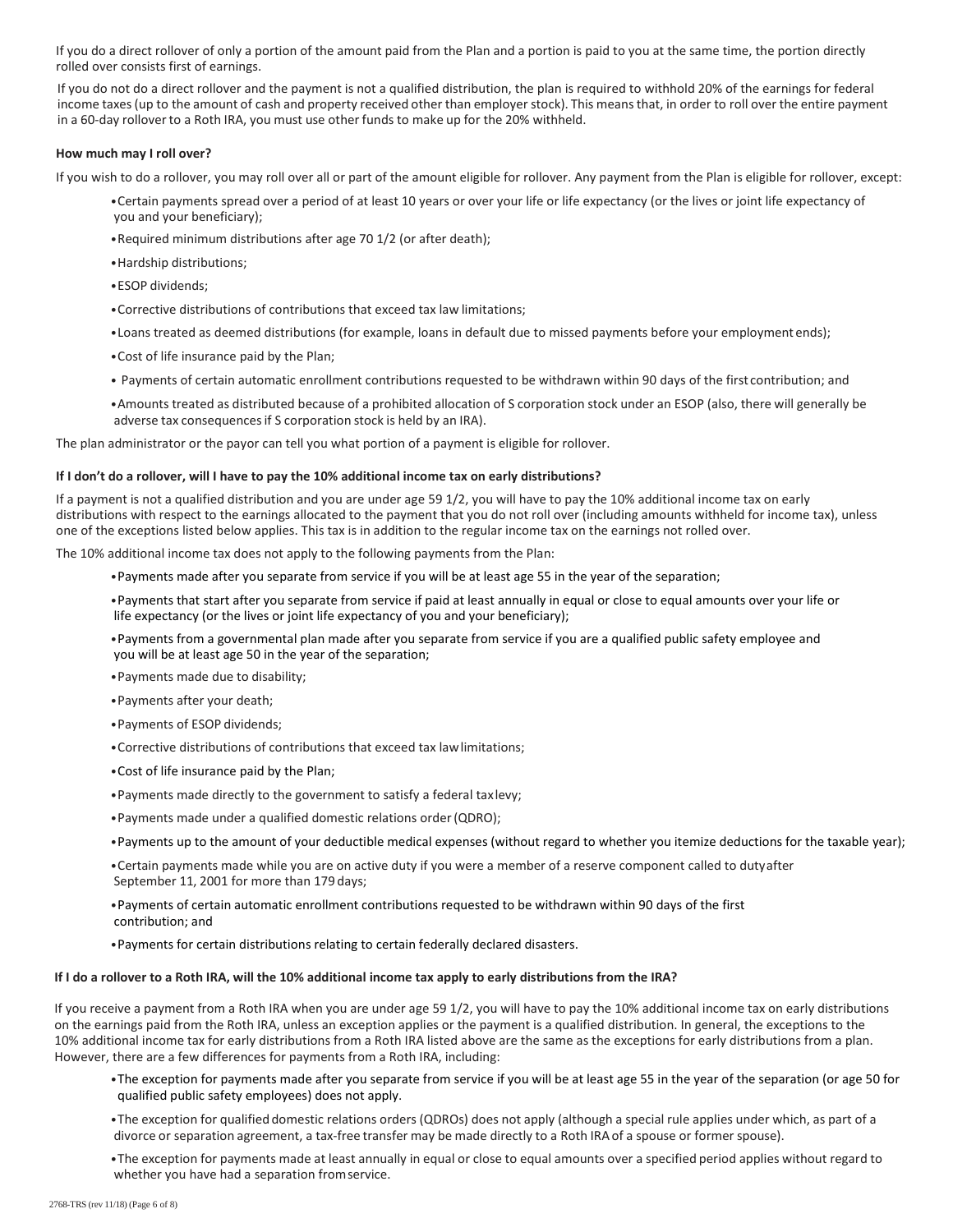If you do a direct rollover of only a portion of the amount paid from the Plan and a portion is paid to you at the same time, the portion directly rolled over consists first of earnings.

If you do not do a direct rollover and the payment is not a qualified distribution, the plan is required to withhold 20% of the earnings for federal income taxes (up to the amount of cash and property received other than employer stock). This means that, in order to roll over the entire payment in a 60-day rollover to a Roth IRA, you must use other funds to make up for the 20% withheld.

**How much may I roll over?**

If you wish to do a rollover, you may roll over all or part of the amount eligible for rollover. Any payment from the Plan is eligible for rollover, except:

- Certain payments spread over a period of at least 10 years or over your life or life expectancy (or the lives or joint life expectancy of you and your beneficiary);
- Required minimum distributions after age 70 1/2 (or after death);
- Hardship distributions;
- ESOP dividends;
- Corrective distributions of contributions that exceed tax law limitations;
- Loans treated as deemed distributions (for example, loans in default due to missed payments before your employment ends);
- Cost of life insurance paid by the Plan;
- Payments of certain automatic enrollment contributions requested to be withdrawn within 90 days of the first contribution; and
- Amounts treated as distributed because of a prohibited allocation of S corporation stock under an ESOP (also, there will generally be adverse tax consequences if S corporation stock is held by an IRA).

The plan administrator or the payor can tell you what portion of a payment is eligible for rollover.

**If I don't do a rollover, will I have to pay the 10% additional income tax on early distributions?**

If a payment is not a qualified distribution and you are under age 59 1/2, you will have to pay the 10% additional income tax on early distributions with respect to the earnings allocated to the payment that you do not roll over (including amounts withheld for income tax), unless one of the exceptions listed below applies. This tax is in addition to the regular income tax on the earnings not rolled over.

The 10% additional income tax does not apply to the following payments from the Plan:

- Payments made after you separate from service if you will be at least age 55 in the year of the separation;
- Payments that start after you separate from service if paid at least annually in equal or close to equal amounts over your life or life expectancy (or the lives or joint life expectancy of you and your beneficiary);
- Payments from a governmental plan made after you separate from service if you are a qualified public safety employee and you will be at least age 50 in the year of the separation;
- Payments made due to disability;
- Payments after your death;
- Payments of ESOP dividends;
- Corrective distributions of contributions that exceed tax law limitations;
- Cost of life insurance paid by the Plan;
- Payments made directly to the government to satisfy a federal tax levy;
- Payments made under a qualified domestic relations order (QDRO);
- Payments up to the amount of your deductible medical expenses (without regard to whether you itemize deductions for the taxable year);
- Certain payments made while you are on active duty if you were a member of a reserve component called to duty after September 11, 2001 for more than 179 days;
- Payments of certain automatic enrollment contributions requested to be withdrawn within 90 days of the first contribution; and
- Payments for certain distributions relating to certain federally declared disasters.

**If I do a rollover to a Roth IRA, will the 10% additional income tax apply to early distributions from the IRA?**

If you receive a payment from a Roth IRA when you are under age 59 1/2, you will have to pay the 10% additional income tax on early distributions on the earnings paid from the Roth IRA, unless an exception applies or the payment is a qualified distribution. In general, the exceptions to the 10% additional income tax for early distributions from a Roth IRA listed above are the same as the exceptions for early distributions from a plan. However, there are a few differences for payments from a Roth IRA, including:

- The exception for payments made after you separate from service if you will be at least age 55 in the year of the separation (or age 50 for qualified public safety employees) does not apply.
- The exception for qualified domestic relations orders (QDROs) does not apply (although a special rule applies under which, as part of a divorce or separation agreement, a tax-free transfer may be made directly to a Roth IRA of a spouse or former spouse).
- The exception for payments made at least annually in equal or close to equal amounts over a specified period applies without regard to whether you have had a separation from service.

2768-TRS (rev 11/18) (Page 6 of 8)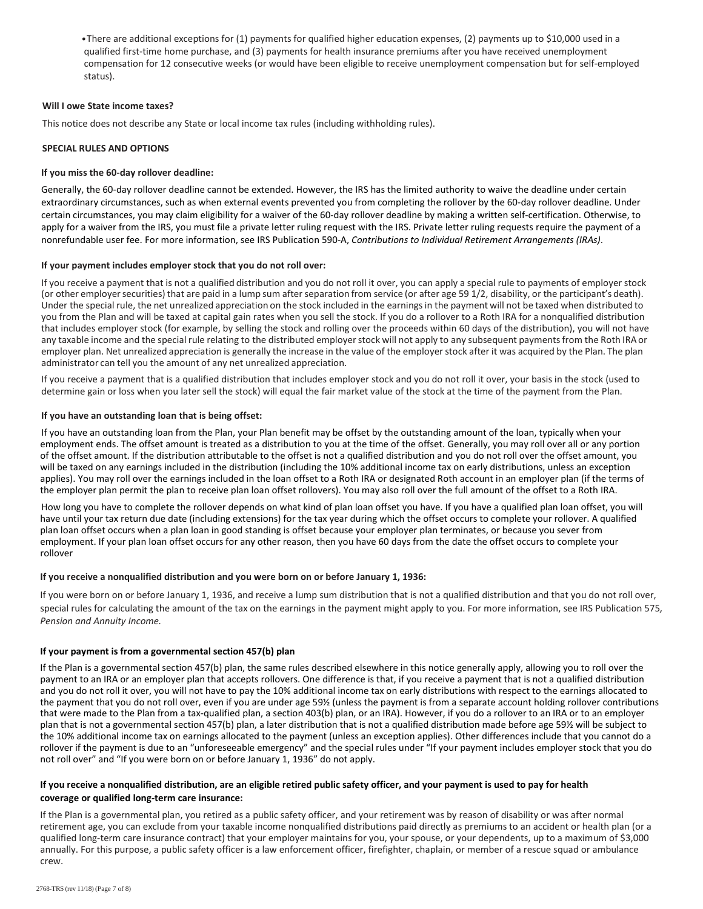- There are additional exceptions for (1) payments for qualified higher education expenses, (2) payments up to $10,000 used in a qualified first-time home purchase, and (3) payments for health insurance premiums after you have received unemployment compensation for 12 consecutive weeks (or would have been eligible to receive unemployment compensation but for self-employed status).

**Will I owe State income taxes?**

This notice does not describe any State or local income tax rules (including withholding rules).

## SPECIAL RULES AND OPTIONS

**If you miss the 60-day rollover deadline:**

Generally, the 60-day rollover deadline cannot be extended. However, the IRS has the limited authority to waive the deadline under certain extraordinary circumstances, such as when external events prevented you from completing the rollover by the 60-day rollover deadline. Under certain circumstances, you may claim eligibility for a waiver of the 60-day rollover deadline by making a written self-certification. Otherwise, to apply for a waiver from the IRS, you must file a private letter ruling request with the IRS. Private letter ruling requests require the payment of a nonrefundable user fee. For more information, see IRS Publication 590-A, *Contributions to Individual Retirement Arrangements (IRAs)*.

**If your payment includes employer stock that you do not roll over:**

If you receive a payment that is not a qualified distribution and you do not roll it over, you can apply a special rule to payments of employer stock (or other employer securities) that are paid in a lump sum after separation from service (or after age 59 1/2, disability, or the participant's death). Under the special rule, the net unrealized appreciation on the stock included in the earnings in the payment will not be taxed when distributed to you from the Plan and will be taxed at capital gain rates when you sell the stock. If you do a rollover to a Roth IRA for a nonqualified distribution that includes employer stock (for example, by selling the stock and rolling over the proceeds within 60 days of the distribution), you will not have any taxable income and the special rule relating to the distributed employer stock will not apply to any subsequent payments from the Roth IRA or employer plan. Net unrealized appreciation is generally the increase in the value of the employer stock after it was acquired by the Plan. The plan administrator can tell you the amount of any net unrealized appreciation.

If you receive a payment that is a qualified distribution that includes employer stock and you do not roll it over, your basis in the stock (used to determine gain or loss when you later sell the stock) will equal the fair market value of the stock at the time of the payment from the Plan.

**If you have an outstanding loan that is being offset:**

If you have an outstanding loan from the Plan, your Plan benefit may be offset by the outstanding amount of the loan, typically when your employment ends. The offset amount is treated as a distribution to you at the time of the offset. Generally, you may roll over all or any portion of the offset amount. If the distribution attributable to the offset is not a qualified distribution and you do not roll over the offset amount, you will be taxed on any earnings included in the distribution (including the 10% additional income tax on early distributions, unless an exception applies). You may roll over the earnings included in the loan offset to a Roth IRA or designated Roth account in an employer plan (if the terms of the employer plan permit the plan to receive plan loan offset rollovers). You may also roll over the full amount of the offset to a Roth IRA.

How long you have to complete the rollover depends on what kind of plan loan offset you have. If you have a qualified plan loan offset, you will have until your tax return due date (including extensions) for the tax year during which the offset occurs to complete your rollover. A qualified plan loan offset occurs when a plan loan in good standing is offset because your employer plan terminates, or because you sever from employment. If your plan loan offset occurs for any other reason, then you have 60 days from the date the offset occurs to complete your rollover

**If you receive a nonqualified distribution and you were born on or before January 1, 1936:**

If you were born on or before January 1, 1936, and receive a lump sum distribution that is not a qualified distribution and that you do not roll over, special rules for calculating the amount of the tax on the earnings in the payment might apply to you. For more information, see IRS Publication 575, *Pension and Annuity Income.*

**If your payment is from a governmental section 457(b) plan**

If the Plan is a governmental section 457(b) plan, the same rules described elsewhere in this notice generally apply, allowing you to roll over the payment to an IRA or an employer plan that accepts rollovers. One difference is that, if you receive a payment that is not a qualified distribution and you do not roll it over, you will not have to pay the 10% additional income tax on early distributions with respect to the earnings allocated to the payment that you do not roll over, even if you are under age 59½ (unless the payment is from a separate account holding rollover contributions that were made to the Plan from a tax-qualified plan, a section 403(b) plan, or an IRA). However, if you do a rollover to an IRA or to an employer plan that is not a governmental section 457(b) plan, a later distribution that is not a qualified distribution made before age 59½ will be subject to the 10% additional income tax on earnings allocated to the payment (unless an exception applies). Other differences include that you cannot do a rollover if the payment is due to an "unforeseeable emergency" and the special rules under "If your payment includes employer stock that you do not roll over" and "If you were born on or before January 1, 1936" do not apply.

**If you receive a nonqualified distribution, are an eligible retired public safety officer, and your payment is used to pay for health coverage or qualified long-term care insurance:**

If the Plan is a governmental plan, you retired as a public safety officer, and your retirement was by reason of disability or was after normal retirement age, you can exclude from your taxable income nonqualified distributions paid directly as premiums to an accident or health plan (or a qualified long-term care insurance contract) that your employer maintains for you, your spouse, or your dependents, up to a maximum of $3,000 annually. For this purpose, a public safety officer is a law enforcement officer, firefighter, chaplain, or member of a rescue squad or ambulance crew.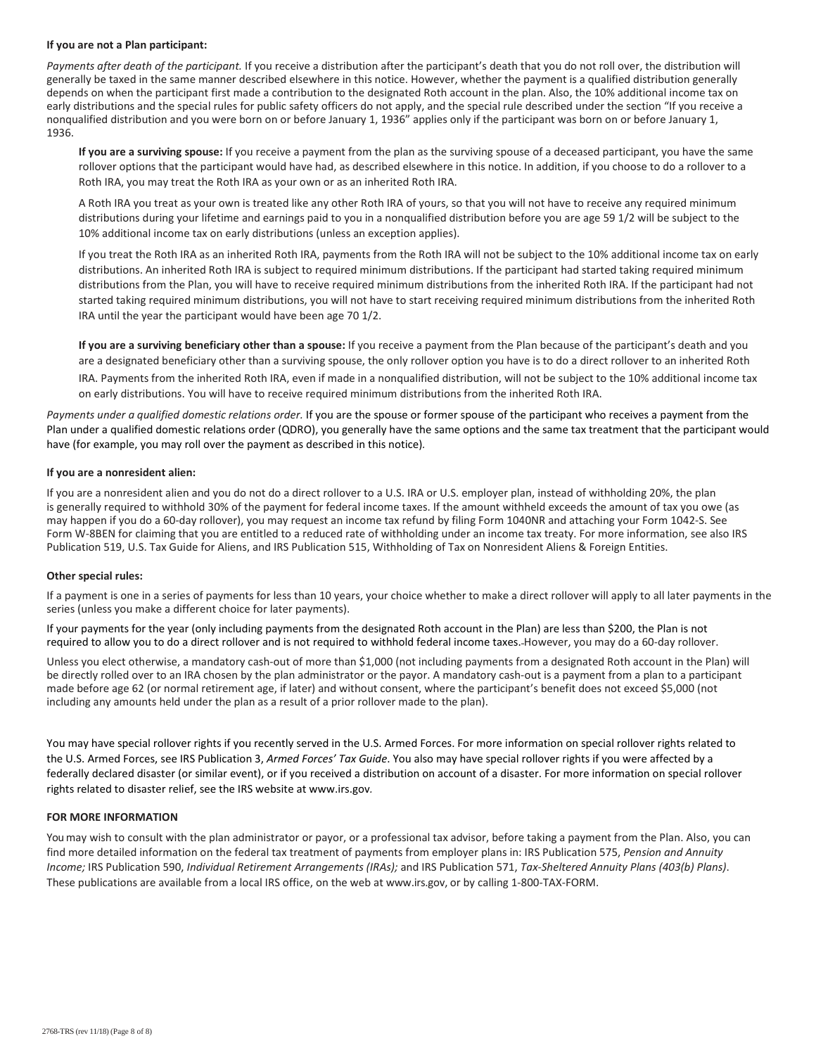**If you are not a Plan participant:**

*Payments after death of the participant.* If you receive a distribution after the participant's death that you do not roll over, the distribution will generally be taxed in the same manner described elsewhere in this notice. However, whether the payment is a qualified distribution generally depends on when the participant first made a contribution to the designated Roth account in the plan. Also, the 10% additional income tax on early distributions and the special rules for public safety officers do not apply, and the special rule described under the section "If you receive a nonqualified distribution and you were born on or before January 1, 1936" applies only if the participant was born on or before January 1, 1936.

**If you are a surviving spouse:** If you receive a payment from the plan as the surviving spouse of a deceased participant, you have the same rollover options that the participant would have had, as described elsewhere in this notice. In addition, if you choose to do a rollover to a Roth IRA, you may treat the Roth IRA as your own or as an inherited Roth IRA.

A Roth IRA you treat as your own is treated like any other Roth IRA of yours, so that you will not have to receive any required minimum distributions during your lifetime and earnings paid to you in a nonqualified distribution before you are age 59 1/2 will be subject to the 10% additional income tax on early distributions (unless an exception applies).

If you treat the Roth IRA as an inherited Roth IRA, payments from the Roth IRA will not be subject to the 10% additional income tax on early distributions. An inherited Roth IRA is subject to required minimum distributions. If the participant had started taking required minimum distributions from the Plan, you will have to receive required minimum distributions from the inherited Roth IRA. If the participant had not started taking required minimum distributions, you will not have to start receiving required minimum distributions from the inherited Roth IRA until the year the participant would have been age 70 1/2.

**If you are a surviving beneficiary other than a spouse:** If you receive a payment from the Plan because of the participant's death and you are a designated beneficiary other than a surviving spouse, the only rollover option you have is to do a direct rollover to an inherited Roth IRA. Payments from the inherited Roth IRA, even if made in a nonqualified distribution, will not be subject to the 10% additional income tax on early distributions. You will have to receive required minimum distributions from the inherited Roth IRA.

*Payments under a qualified domestic relations order.* If you are the spouse or former spouse of the participant who receives a payment from the Plan under a qualified domestic relations order (QDRO), you generally have the same options and the same tax treatment that the participant would have (for example, you may roll over the payment as described in this notice).

**If you are a nonresident alien:**

If you are a nonresident alien and you do not do a direct rollover to a U.S. IRA or U.S. employer plan, instead of withholding 20%, the plan is generally required to withhold 30% of the payment for federal income taxes. If the amount withheld exceeds the amount of tax you owe (as may happen if you do a 60-day rollover), you may request an income tax refund by filing Form 1040NR and attaching your Form 1042-S. See Form W-8BEN for claiming that you are entitled to a reduced rate of withholding under an income tax treaty. For more information, see also IRS Publication 519, U.S. Tax Guide for Aliens, and IRS Publication 515, Withholding of Tax on Nonresident Aliens & Foreign Entities.

**Other special rules:**

If a payment is one in a series of payments for less than 10 years, your choice whether to make a direct rollover will apply to all later payments in the series (unless you make a different choice for later payments).

If your payments for the year (only including payments from the designated Roth account in the Plan) are less than $200, the Plan is not required to allow you to do a direct rollover and is not required to withhold federal income taxes. However, you may do a 60-day rollover.

Unless you elect otherwise, a mandatory cash-out of more than $1,000 (not including payments from a designated Roth account in the Plan) will be directly rolled over to an IRA chosen by the plan administrator or the payor. A mandatory cash-out is a payment from a plan to a participant made before age 62 (or normal retirement age, if later) and without consent, where the participant's benefit does not exceed $5,000 (not including any amounts held under the plan as a result of a prior rollover made to the plan).

You may have special rollover rights if you recently served in the U.S. Armed Forces. For more information on special rollover rights related to the U.S. Armed Forces, see IRS Publication 3, *Armed Forces' Tax Guide*. You also may have special rollover rights if you were affected by a federally declared disaster (or similar event), or if you received a distribution on account of a disaster. For more information on special rollover rights related to disaster relief, see the IRS website at www.irs.gov.

**FOR MORE INFORMATION**

You may wish to consult with the plan administrator or payor, or a professional tax advisor, before taking a payment from the Plan. Also, you can find more detailed information on the federal tax treatment of payments from employer plans in: IRS Publication 575, *Pension and Annuity Income;* IRS Publication 590, *Individual Retirement Arrangements (IRAs);* and IRS Publication 571, *Tax-Sheltered Annuity Plans (403(b) Plans)*. These publications are available from a local IRS office, on the web at www.irs.gov, or by calling 1-800-TAX-FORM.

2768-TRS (rev 11/18)